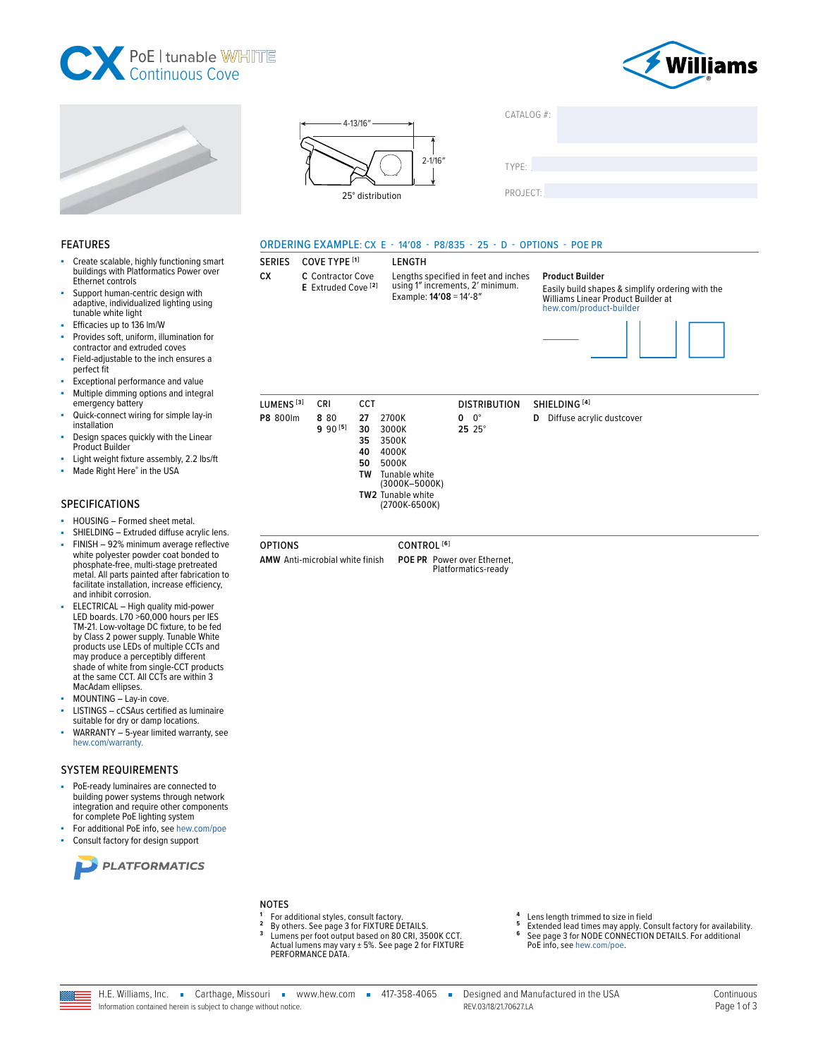# CX PoE | tunable WHITE Continuous Cove

4-13/16″

2-1/16″

25° distribution

CATALOG #:

TYPE:

PROJECT:

## FEATURES

- Create scalable, highly functioning smart buildings with Platformatics Power over Ethernet controls
- Support human-centric design with adaptive, individualized lighting using tunable white light
- Efficacies up to 136 lm/W
- Provides soft, uniform, illumination for contractor and extruded coves
- Field-adjustable to the inch ensures a perfect fit
- Exceptional performance and value
- Multiple dimming options and integral emergency battery
- Quick-connect wiring for simple lay-in installation
- Design spaces quickly with the Linear Product Builder
- Light weight fixture assembly, 2.2 lbs/ft
- Made Right Here® in the USA

## SPECIFICATIONS

- HOUSING – Formed sheet metal.
- SHIELDING – Extruded diffuse acrylic lens.
- FINISH – 92% minimum average reflective white polyester powder coat bonded to phosphate-free, multi-stage pretreated metal. All parts painted after fabrication to facilitate installation, increase efficiency, and inhibit corrosion.
- ELECTRICAL – High quality mid-power LED boards. L70 >60,000 hours per IES TM-21. Low-voltage DC fixture, to be fed by Class 2 power supply. Tunable White products use LEDs of multiple CCTs and may produce a perceptibly different shade of white from single-CCT products at the same CCT. All CCTs are within 3 MacAdam ellipses.
- MOUNTING – Lay-in cove.
- LISTINGS – cCSAus certified as luminaire suitable for dry or damp locations.
- WARRANTY – 5-year limited warranty, see hew.com/warranty.

## SYSTEM REQUIREMENTS

- PoE-ready luminaires are connected to building power systems through network integration and require other components for complete PoE lighting system
- For additional PoE info, see hew.com/poe
- Consult factory for design support

PLATFORMATICS

## ORDERING EXAMPLE: CX E - 14'08 - P8/835 - 25 - D - OPTIONS - POE PR

| SERIES | COVE TYPE [1] | LENGTH |
|---|---|---|
| CX | C Contractor Cove<br>E Extruded Cove [2] | Lengths specified in feet and inches using 1″ increments, 2′ minimum. Example: **14'08** = 14′-8″ |

**Product Builder**

Easily build shapes & simplify ordering with the Williams Linear Product Builder at hew.com/product-builder

| LUMENS [3] | CRI | CCT | DISTRIBUTION | SHIELDING [4] |
|---|---|---|---|---|
| **P8** 800lm | **8** 80<br>**9** 90 [5] | **27** 2700K<br>**30** 3000K<br>**35** 3500K<br>**40** 4000K<br>**50** 5000K<br>**TW** Tunable white (3000K–5000K)<br>**TW2** Tunable white (2700K-6500K) | **0** 0°<br>**25** 25° | **D** Diffuse acrylic dustcover |

| OPTIONS | CONTROL [6] |
|---|---|
| **AMW** Anti-microbial white finish | **POE PR** Power over Ethernet, Platformatics-ready |

## NOTES

1. For additional styles, consult factory.
2. By others. See page 3 for FIXTURE DETAILS.
3. Lumens per foot output based on 80 CRI, 3500K CCT. Actual lumens may vary ± 5%. See page 2 for FIXTURE PERFORMANCE DATA.
4. Lens length trimmed to size in field
5. Extended lead times may apply. Consult factory for availability.
6. See page 3 for NODE CONNECTION DETAILS. For additional PoE info, see hew.com/poe.

H.E. Williams, Inc. ▪ Carthage, Missouri ▪ www.hew.com ▪ 417-358-4065 ▪ Designed and Manufactured in the USA

Information contained herein is subject to change without notice. REV.03/18/21.70627.LA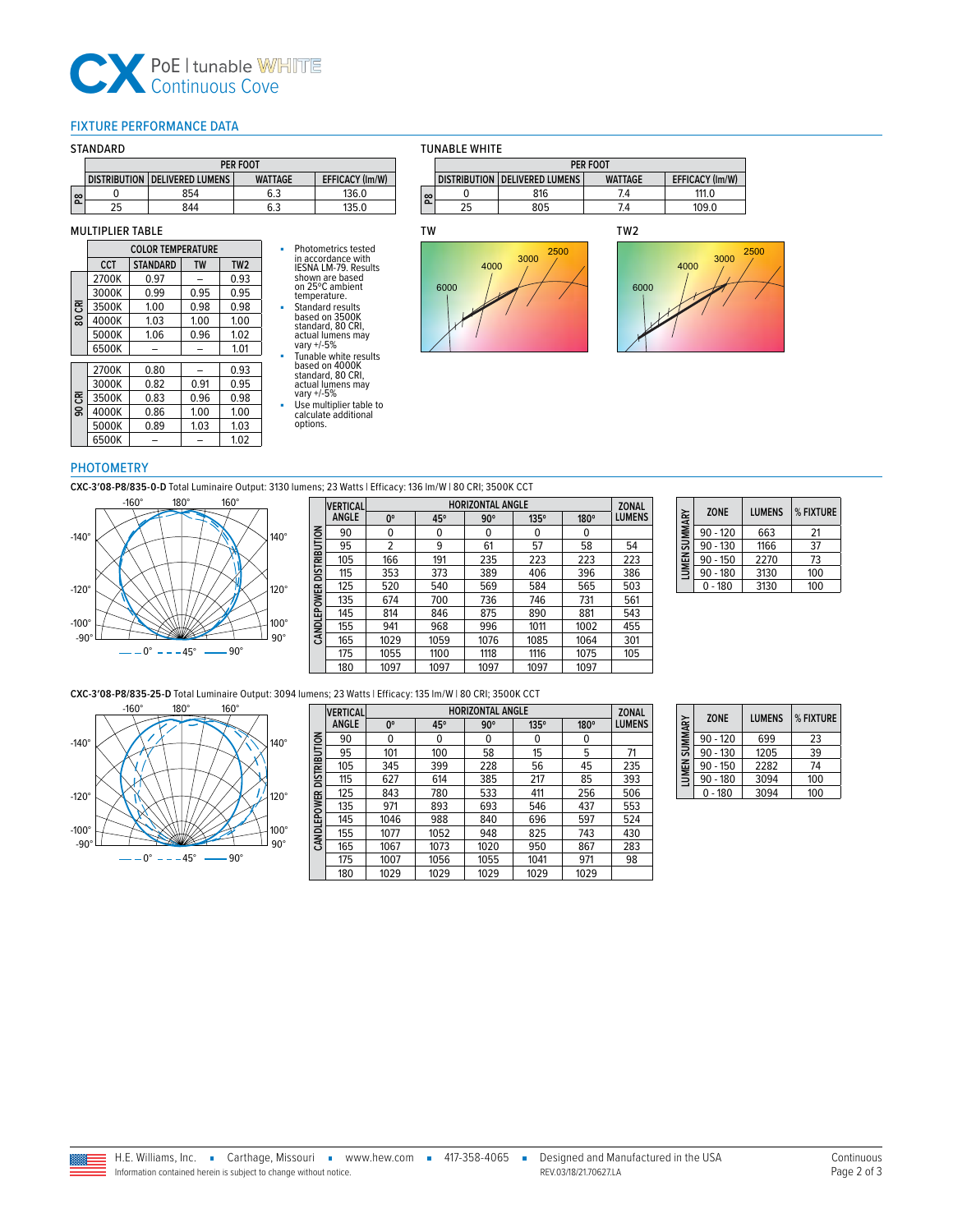# CX PoE | tunable WHITE Continuous Cove

## FIXTURE PERFORMANCE DATA

### STANDARD

| | PER FOOT | | | |
|---|---|---|---|---|
| | DISTRIBUTION | DELIVERED LUMENS | WATTAGE | EFFICACY (lm/W) |
| P8 | 0 | 854 | 6.3 | 136.0 |
| P8 | 25 | 844 | 6.3 | 135.0 |

### TUNABLE WHITE

| | PER FOOT | | | |
|---|---|---|---|---|
| | DISTRIBUTION | DELIVERED LUMENS | WATTAGE | EFFICACY (lm/W) |
| P8 | 0 | 816 | 7.4 | 111.0 |
| P8 | 25 | 805 | 7.4 | 109.0 |

### MULTIPLIER TABLE

| | COLOR TEMPERATURE | | | |
|---|---|---|---|---|
| | CCT | STANDARD | TW | TW2 |
| 80 CRI | 2700K | 0.97 | – | 0.93 |
| 80 CRI | 3000K | 0.99 | 0.95 | 0.95 |
| 80 CRI | 3500K | 1.00 | 0.98 | 0.98 |
| 80 CRI | 4000K | 1.03 | 1.00 | 1.00 |
| 80 CRI | 5000K | 1.06 | 0.96 | 1.02 |
| 80 CRI | 6500K | – | – | 1.01 |
| 90 CRI | 2700K | 0.80 | – | 0.93 |
| 90 CRI | 3000K | 0.82 | 0.91 | 0.95 |
| 90 CRI | 3500K | 0.83 | 0.96 | 0.98 |
| 90 CRI | 4000K | 0.86 | 1.00 | 1.00 |
| 90 CRI | 5000K | 0.89 | 1.03 | 1.03 |
| 90 CRI | 6500K | – | – | 1.02 |

- Photometrics tested in accordance with IESNA LM-79. Results shown are based on 25°C ambient temperature.
- Standard results based on 3500K standard, 80 CRI, actual lumens may vary +/-5%
- Tunable white results based on 4000K standard, 80 CRI, actual lumens may vary +/-5%
- Use multiplier table to calculate additional options.

TW

TW2

## PHOTOMETRY

**CXC-3'08-P8/835-0-D** Total Luminaire Output: 3130 lumens; 23 Watts | Efficacy: 136 lm/W | 80 CRI; 3500K CCT

— 0° - - - 45° —— 90°

CANDLEPOWER DISTRIBUTION

| VERTICAL ANGLE | HORIZONTAL ANGLE 0° | 45° | 90° | 135° | 180° | ZONAL LUMENS |
|---|---|---|---|---|---|---|
| 90 | 0 | 0 | 0 | 0 | 0 | |
| 95 | 2 | 9 | 61 | 57 | 58 | 54 |
| 105 | 166 | 191 | 235 | 223 | 223 | 223 |
| 115 | 353 | 373 | 389 | 406 | 396 | 386 |
| 125 | 520 | 540 | 569 | 584 | 565 | 503 |
| 135 | 674 | 700 | 736 | 746 | 731 | 561 |
| 145 | 814 | 846 | 875 | 890 | 881 | 543 |
| 155 | 941 | 968 | 996 | 1011 | 1002 | 455 |
| 165 | 1029 | 1059 | 1076 | 1085 | 1064 | 301 |
| 175 | 1055 | 1100 | 1118 | 1116 | 1075 | 105 |
| 180 | 1097 | 1097 | 1097 | 1097 | 1097 | |

LUMEN SUMMARY

| ZONE | LUMENS | % FIXTURE |
|---|---|---|
| 90 - 120 | 663 | 21 |
| 90 - 130 | 1166 | 37 |
| 90 - 150 | 2270 | 73 |
| 90 - 180 | 3130 | 100 |
| 0 - 180 | 3130 | 100 |

**CXC-3'08-P8/835-25-D** Total Luminaire Output: 3094 lumens; 23 Watts | Efficacy: 135 lm/W | 80 CRI; 3500K CCT

— 0° - - - 45° —— 90°

CANDLEPOWER DISTRIBUTION

| VERTICAL ANGLE | HORIZONTAL ANGLE 0° | 45° | 90° | 135° | 180° | ZONAL LUMENS |
|---|---|---|---|---|---|---|
| 90 | 0 | 0 | 0 | 0 | 0 | |
| 95 | 101 | 100 | 58 | 15 | 5 | 71 |
| 105 | 345 | 399 | 228 | 56 | 45 | 235 |
| 115 | 627 | 614 | 385 | 217 | 85 | 393 |
| 125 | 843 | 780 | 533 | 411 | 256 | 506 |
| 135 | 971 | 893 | 693 | 546 | 437 | 553 |
| 145 | 1046 | 988 | 840 | 696 | 597 | 524 |
| 155 | 1077 | 1052 | 948 | 825 | 743 | 430 |
| 165 | 1067 | 1073 | 1020 | 950 | 867 | 283 |
| 175 | 1007 | 1056 | 1055 | 1041 | 971 | 98 |
| 180 | 1029 | 1029 | 1029 | 1029 | 1029 | |

LUMEN SUMMARY

| ZONE | LUMENS | % FIXTURE |
|---|---|---|
| 90 - 120 | 699 | 23 |
| 90 - 130 | 1205 | 39 |
| 90 - 150 | 2282 | 74 |
| 90 - 180 | 3094 | 100 |
| 0 - 180 | 3094 | 100 |

H.E. Williams, Inc. ▪ Carthage, Missouri ▪ www.hew.com ▪ 417-358-4065 ▪ Designed and Manufactured in the USA

Information contained herein is subject to change without notice. REV.03/18/21.70627.LA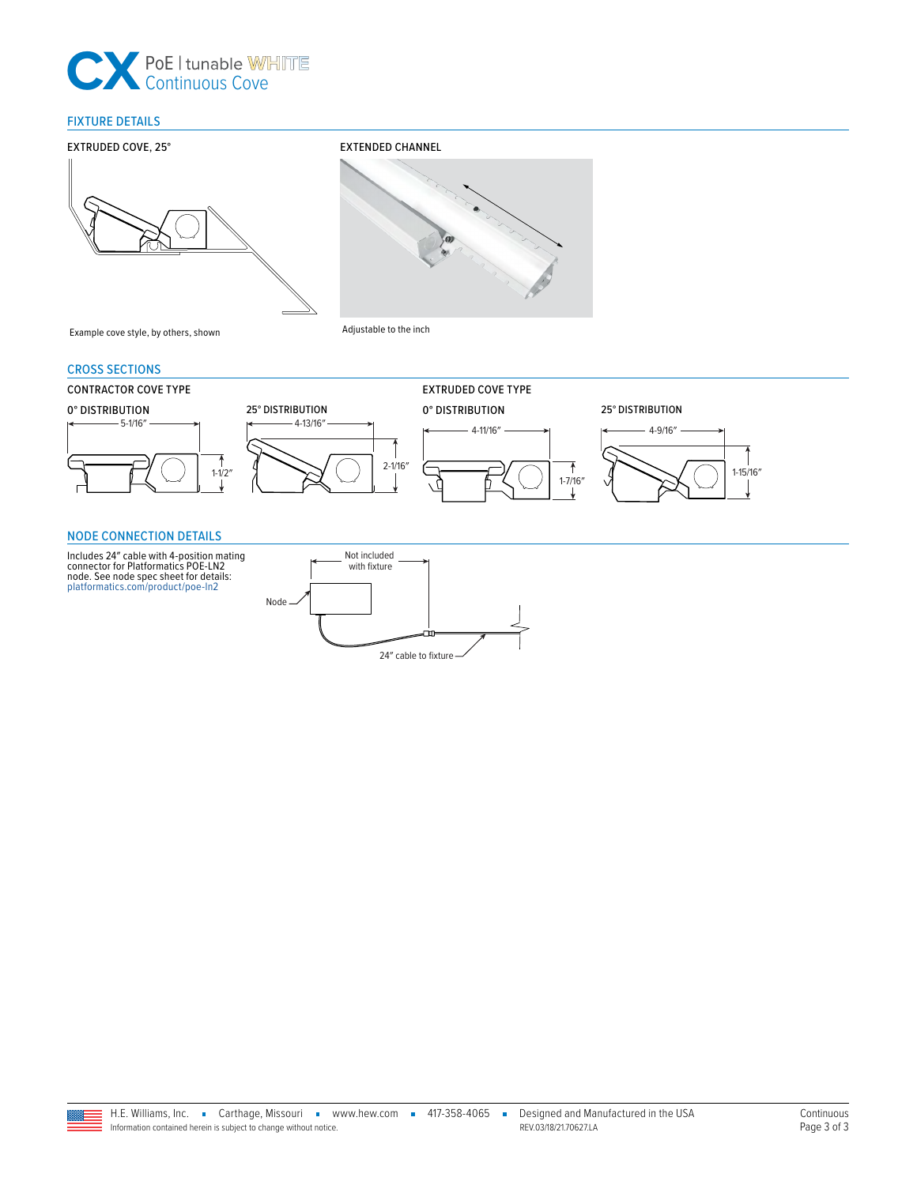# CX PoE | tunable WHITE Continuous Cove

## FIXTURE DETAILS

### EXTRUDED COVE, 25°

Example cove style, by others, shown

### EXTENDED CHANNEL

Adjustable to the inch

## CROSS SECTIONS

### CONTRACTOR COVE TYPE

**0° DISTRIBUTION**

5-1/16″

1-1/2″

**25° DISTRIBUTION**

4-13/16″

2-1/16″

### EXTRUDED COVE TYPE

**0° DISTRIBUTION**

4-11/16″

1-7/16″

**25° DISTRIBUTION**

4-9/16″

1-15/16″

## NODE CONNECTION DETAILS

Includes 24″ cable with 4-position mating connector for Platformatics POE-LN2 node. See node spec sheet for details: platformatics.com/product/poe-ln2

Not included with fixture

Node

24″ cable to fixture

H.E. Williams, Inc. ▪ Carthage, Missouri ▪ www.hew.com ▪ 417-358-4065 ▪ Designed and Manufactured in the USA

Information contained herein is subject to change without notice.

REV.03/18/21.70627.LA

Continuous